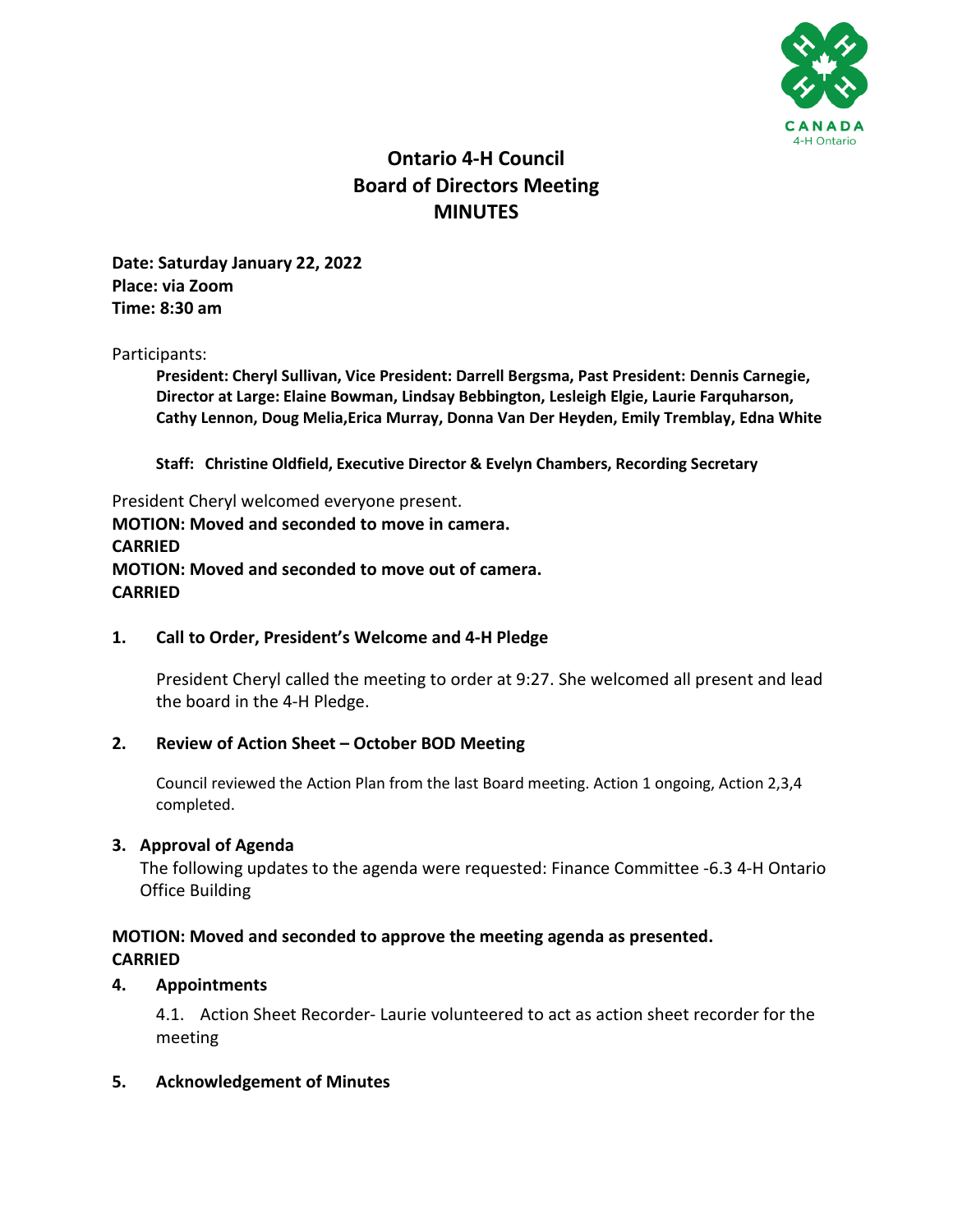# Ontario 4-H Council
# Board of Directors Meeting
# MINUTES

**Date: Saturday January 22, 2022**
**Place: via Zoom**
**Time: 8:30 am**

Participants:

**President: Cheryl Sullivan, Vice President: Darrell Bergsma, Past President: Dennis Carnegie, Director at Large: Elaine Bowman, Lindsay Bebbington, Lesleigh Elgie, Laurie Farquharson, Cathy Lennon, Doug Melia,Erica Murray, Donna Van Der Heyden, Emily Tremblay, Edna White**

**Staff: Christine Oldfield, Executive Director & Evelyn Chambers, Recording Secretary**

President Cheryl welcomed everyone present.

**MOTION: Moved and seconded to move in camera.**
**CARRIED**
**MOTION: Moved and seconded to move out of camera.**
**CARRIED**

## 1. Call to Order, President's Welcome and 4-H Pledge

President Cheryl called the meeting to order at 9:27. She welcomed all present and lead the board in the 4-H Pledge.

## 2. Review of Action Sheet – October BOD Meeting

Council reviewed the Action Plan from the last Board meeting. Action 1 ongoing, Action 2,3,4 completed.

## 3. Approval of Agenda

The following updates to the agenda were requested: Finance Committee -6.3 4-H Ontario Office Building

**MOTION: Moved and seconded to approve the meeting agenda as presented.**
**CARRIED**

## 4. Appointments

4.1. Action Sheet Recorder- Laurie volunteered to act as action sheet recorder for the meeting

## 5. Acknowledgement of Minutes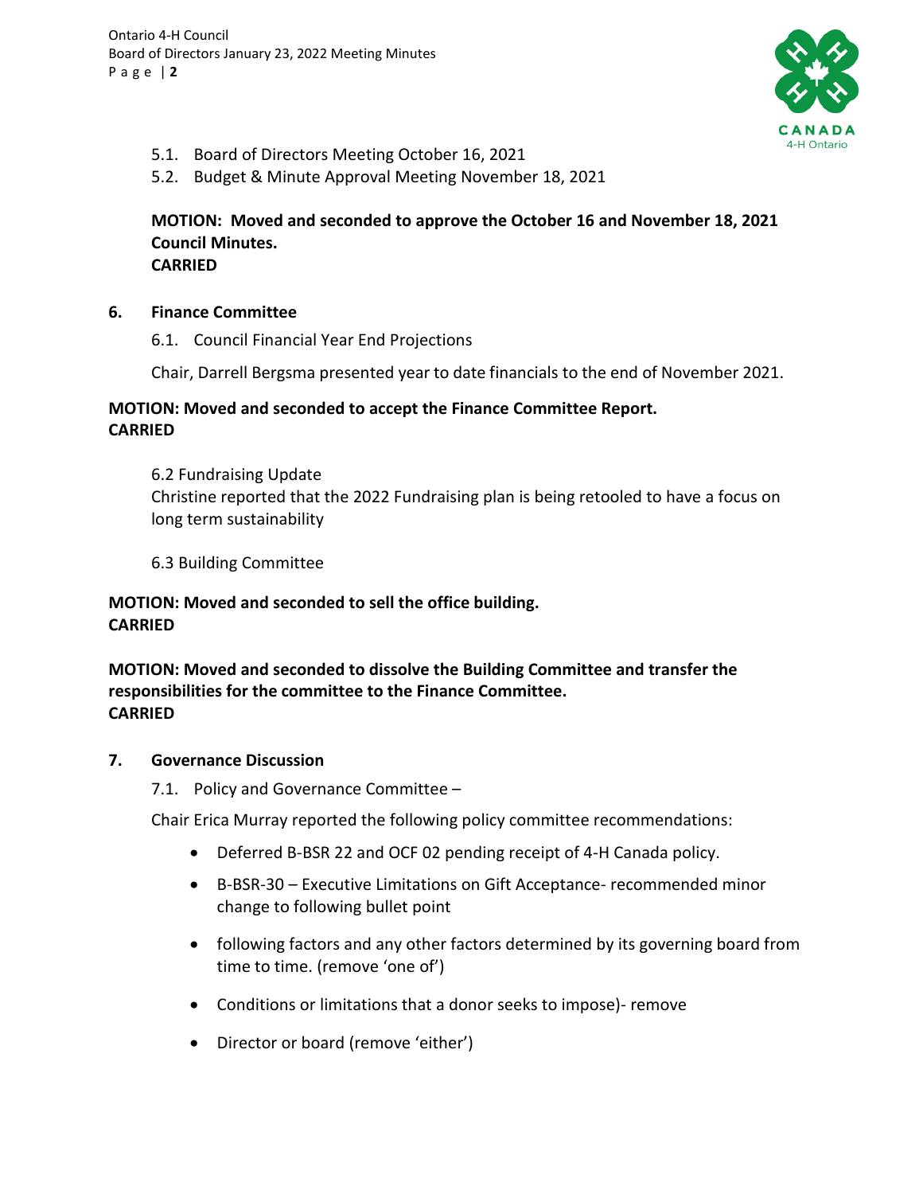5.1. Board of Directors Meeting October 16, 2021

5.2. Budget & Minute Approval Meeting November 18, 2021

**MOTION: Moved and seconded to approve the October 16 and November 18, 2021 Council Minutes.**
**CARRIED**

## 6. Finance Committee

6.1. Council Financial Year End Projections

Chair, Darrell Bergsma presented year to date financials to the end of November 2021.

**MOTION: Moved and seconded to accept the Finance Committee Report.**
**CARRIED**

6.2 Fundraising Update

Christine reported that the 2022 Fundraising plan is being retooled to have a focus on long term sustainability

6.3 Building Committee

**MOTION: Moved and seconded to sell the office building.**
**CARRIED**

**MOTION: Moved and seconded to dissolve the Building Committee and transfer the responsibilities for the committee to the Finance Committee.**
**CARRIED**

## 7. Governance Discussion

7.1. Policy and Governance Committee –

Chair Erica Murray reported the following policy committee recommendations:

- Deferred B-BSR 22 and OCF 02 pending receipt of 4-H Canada policy.
- B-BSR-30 – Executive Limitations on Gift Acceptance- recommended minor change to following bullet point
- following factors and any other factors determined by its governing board from time to time. (remove 'one of')
- Conditions or limitations that a donor seeks to impose)- remove
- Director or board (remove 'either')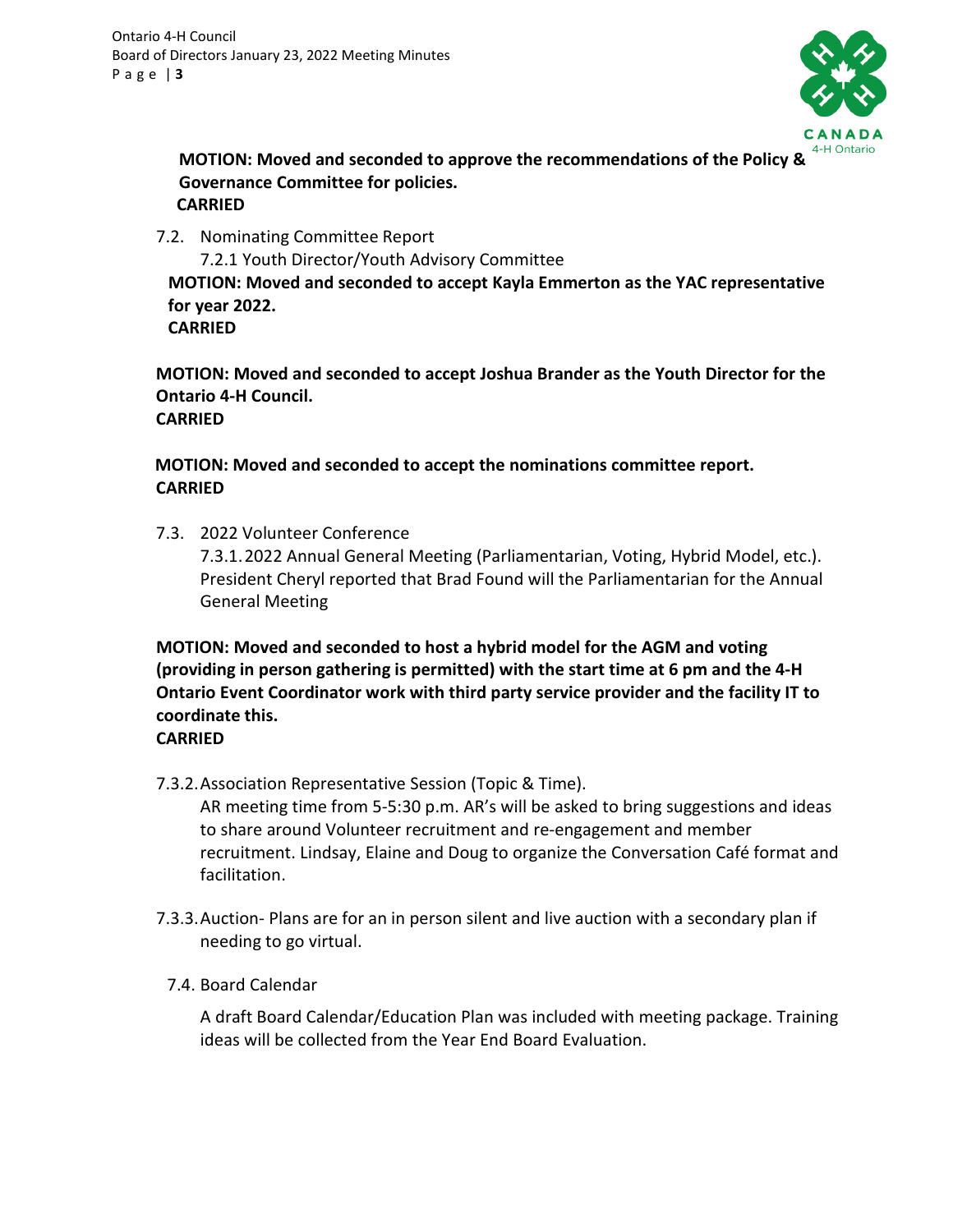**MOTION: Moved and seconded to approve the recommendations of the Policy & Governance Committee for policies.**
**CARRIED**

7.2. Nominating Committee Report

7.2.1 Youth Director/Youth Advisory Committee

**MOTION: Moved and seconded to accept Kayla Emmerton as the YAC representative for year 2022.**
**CARRIED**

**MOTION: Moved and seconded to accept Joshua Brander as the Youth Director for the Ontario 4-H Council.**
**CARRIED**

**MOTION: Moved and seconded to accept the nominations committee report.**
**CARRIED**

7.3. 2022 Volunteer Conference

7.3.1. 2022 Annual General Meeting (Parliamentarian, Voting, Hybrid Model, etc.). President Cheryl reported that Brad Found will the Parliamentarian for the Annual General Meeting

**MOTION: Moved and seconded to host a hybrid model for the AGM and voting (providing in person gathering is permitted) with the start time at 6 pm and the 4-H Ontario Event Coordinator work with third party service provider and the facility IT to coordinate this.**
**CARRIED**

7.3.2. Association Representative Session (Topic & Time).
AR meeting time from 5-5:30 p.m. AR's will be asked to bring suggestions and ideas to share around Volunteer recruitment and re-engagement and member recruitment. Lindsay, Elaine and Doug to organize the Conversation Café format and facilitation.

7.3.3. Auction- Plans are for an in person silent and live auction with a secondary plan if needing to go virtual.

7.4. Board Calendar

A draft Board Calendar/Education Plan was included with meeting package. Training ideas will be collected from the Year End Board Evaluation.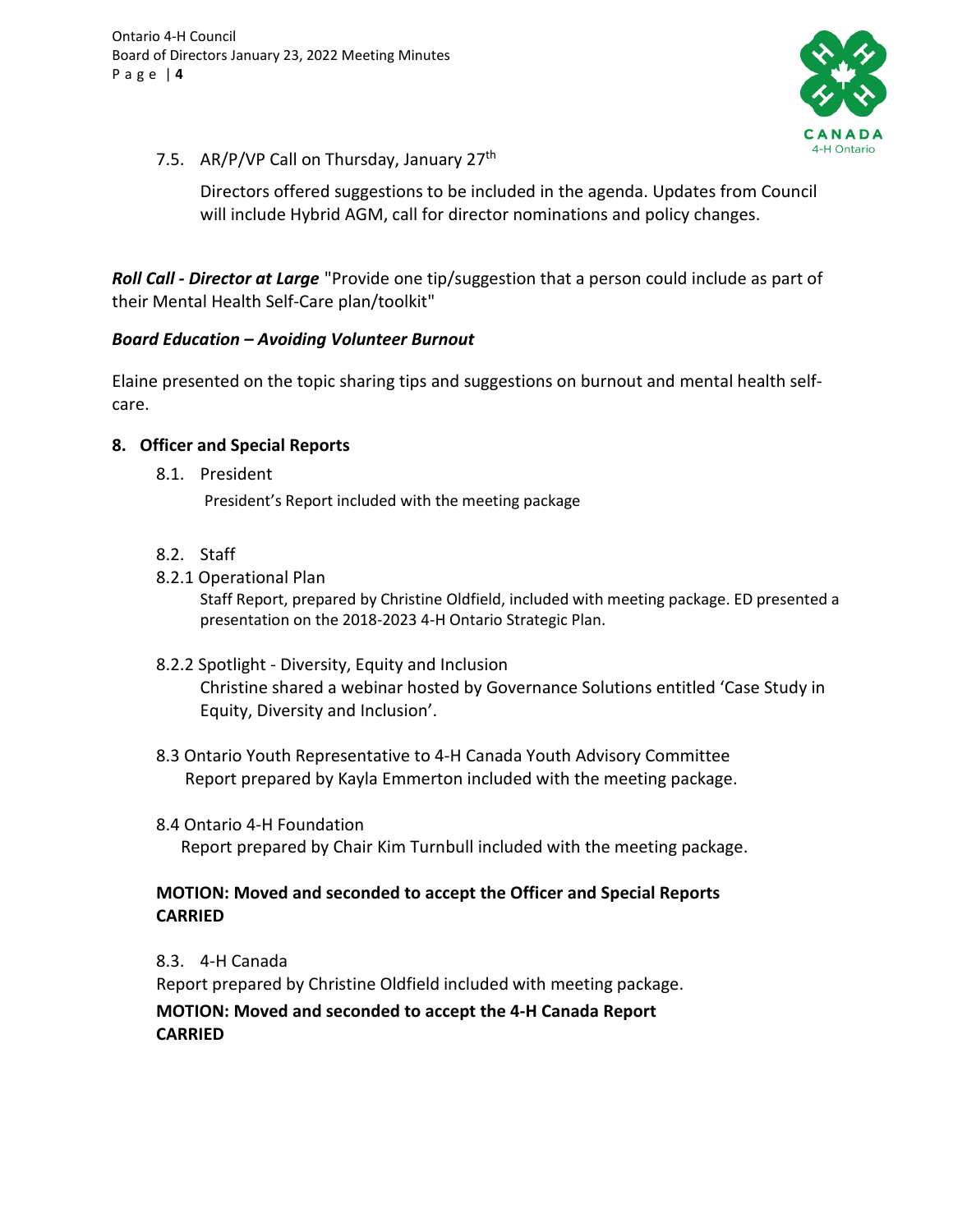7.5. AR/P/VP Call on Thursday, January 27th

Directors offered suggestions to be included in the agenda. Updates from Council will include Hybrid AGM, call for director nominations and policy changes.

***Roll Call - Director at Large*** "Provide one tip/suggestion that a person could include as part of their Mental Health Self-Care plan/toolkit"

***Board Education – Avoiding Volunteer Burnout***

Elaine presented on the topic sharing tips and suggestions on burnout and mental health self-care.

**8. Officer and Special Reports**

8.1. President

President's Report included with the meeting package

8.2. Staff

8.2.1 Operational Plan

Staff Report, prepared by Christine Oldfield, included with meeting package. ED presented a presentation on the 2018-2023 4-H Ontario Strategic Plan.

8.2.2 Spotlight - Diversity, Equity and Inclusion

Christine shared a webinar hosted by Governance Solutions entitled 'Case Study in Equity, Diversity and Inclusion'.

8.3 Ontario Youth Representative to 4-H Canada Youth Advisory Committee

Report prepared by Kayla Emmerton included with the meeting package.

8.4 Ontario 4-H Foundation

Report prepared by Chair Kim Turnbull included with the meeting package.

**MOTION: Moved and seconded to accept the Officer and Special Reports**
**CARRIED**

8.3. 4-H Canada

Report prepared by Christine Oldfield included with meeting package.

**MOTION: Moved and seconded to accept the 4-H Canada Report**
**CARRIED**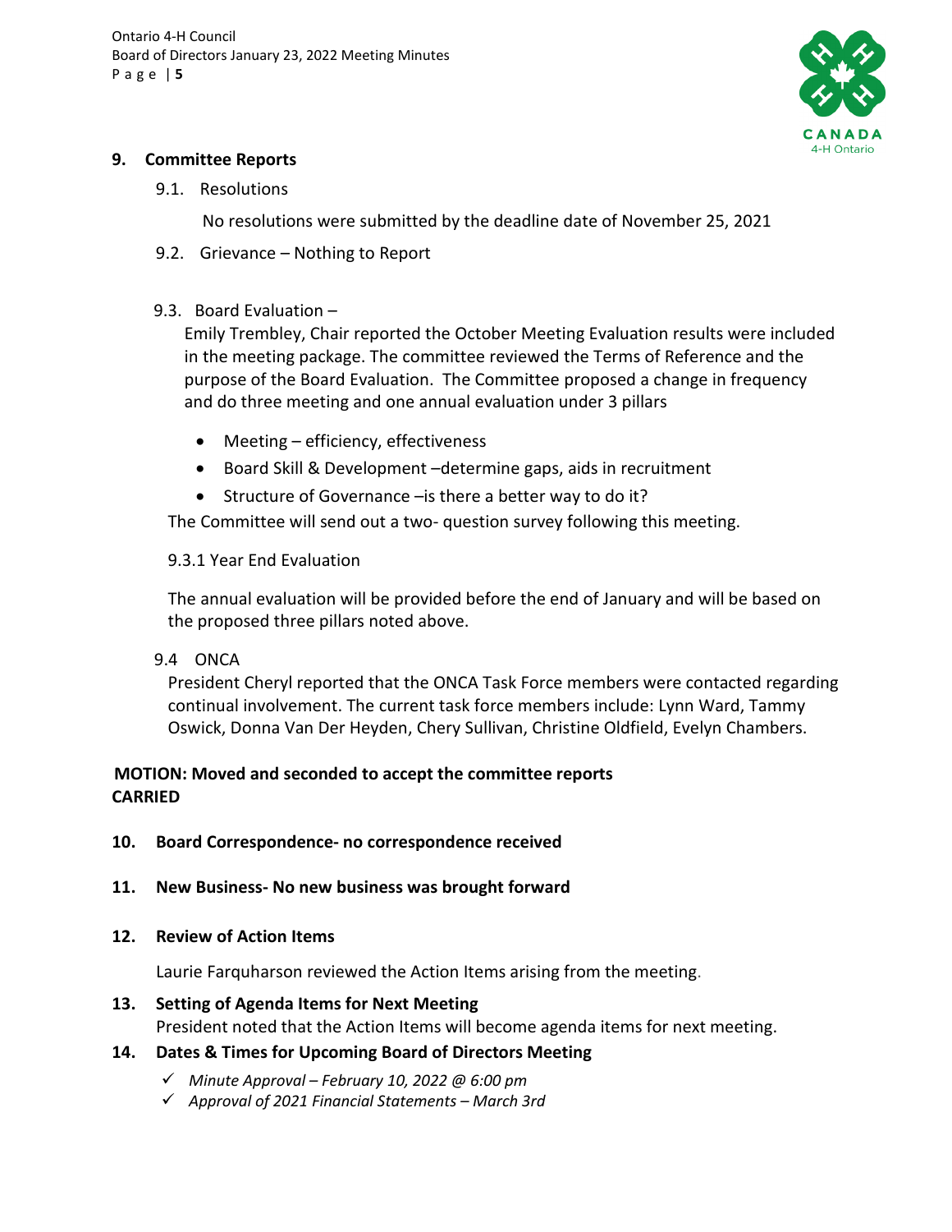## 9. Committee Reports

### 9.1. Resolutions

No resolutions were submitted by the deadline date of November 25, 2021

### 9.2. Grievance – Nothing to Report

### 9.3. Board Evaluation –

Emily Trembley, Chair reported the October Meeting Evaluation results were included in the meeting package. The committee reviewed the Terms of Reference and the purpose of the Board Evaluation. The Committee proposed a change in frequency and do three meeting and one annual evaluation under 3 pillars

- Meeting – efficiency, effectiveness
- Board Skill & Development –determine gaps, aids in recruitment
- Structure of Governance –is there a better way to do it?

The Committee will send out a two- question survey following this meeting.

#### 9.3.1 Year End Evaluation

The annual evaluation will be provided before the end of January and will be based on the proposed three pillars noted above.

### 9.4 ONCA

President Cheryl reported that the ONCA Task Force members were contacted regarding continual involvement. The current task force members include: Lynn Ward, Tammy Oswick, Donna Van Der Heyden, Chery Sullivan, Christine Oldfield, Evelyn Chambers.

**MOTION: Moved and seconded to accept the committee reports**
**CARRIED**

## 10. Board Correspondence- no correspondence received

## 11. New Business- No new business was brought forward

## 12. Review of Action Items

Laurie Farquharson reviewed the Action Items arising from the meeting.

## 13. Setting of Agenda Items for Next Meeting

President noted that the Action Items will become agenda items for next meeting.

## 14. Dates & Times for Upcoming Board of Directors Meeting

- ✓ *Minute Approval – February 10, 2022 @ 6:00 pm*
- ✓ *Approval of 2021 Financial Statements – March 3rd*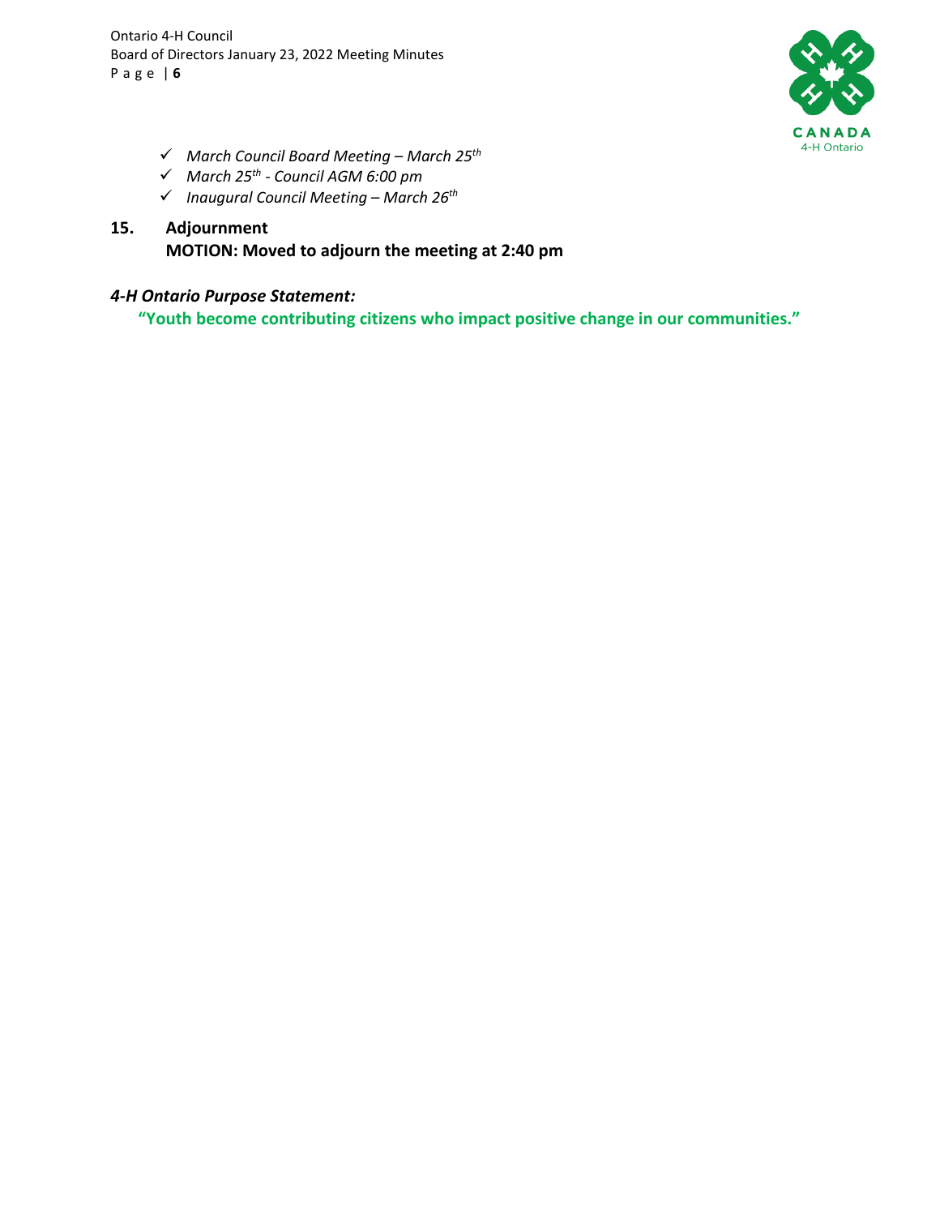- ✓ *March Council Board Meeting – March 25th*
- ✓ *March 25th - Council AGM 6:00 pm*
- ✓ *Inaugural Council Meeting – March 26th*

## 15. Adjournment

**MOTION: Moved to adjourn the meeting at 2:40 pm**

***4-H Ontario Purpose Statement:***

**"Youth become contributing citizens who impact positive change in our communities."**